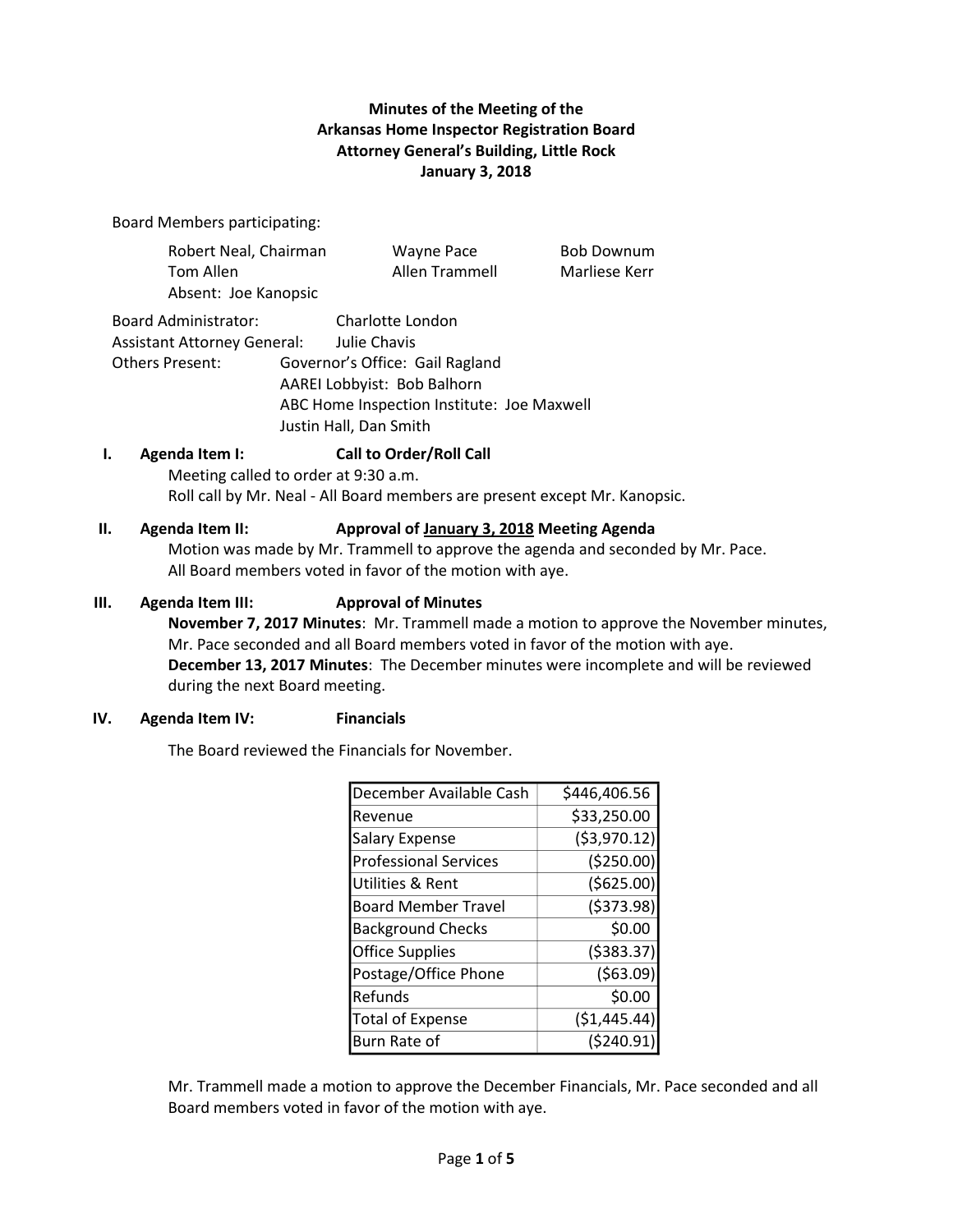# Minutes of the Meeting of the Arkansas Home Inspector Registration Board
## Attorney General's Building, Little Rock
## January 3, 2018

Board Members participating:

| | | |
|---|---|---|
| Robert Neal, Chairman | Wayne Pace | Bob Downum |
| Tom Allen | Allen Trammell | Marliese Kerr |
| Absent: Joe Kanopsic | | |

Board Administrator: Charlotte London
Assistant Attorney General: Julie Chavis
Others Present: Governor's Office: Gail Ragland
AAREI Lobbyist: Bob Balhorn
ABC Home Inspection Institute: Joe Maxwell
Justin Hall, Dan Smith

**I. Agenda Item I: Call to Order/Roll Call**

Meeting called to order at 9:30 a.m.
Roll call by Mr. Neal - All Board members are present except Mr. Kanopsic.

**II. Agenda Item II: Approval of January 3, 2018 Meeting Agenda**

Motion was made by Mr. Trammell to approve the agenda and seconded by Mr. Pace.
All Board members voted in favor of the motion with aye.

**III. Agenda Item III: Approval of Minutes**

**November 7, 2017 Minutes**: Mr. Trammell made a motion to approve the November minutes, Mr. Pace seconded and all Board members voted in favor of the motion with aye.
**December 13, 2017 Minutes**: The December minutes were incomplete and will be reviewed during the next Board meeting.

**IV. Agenda Item IV: Financials**

The Board reviewed the Financials for November.

| December Available Cash | $446,406.56 |
|---|---|
| Revenue | $33,250.00 |
| Salary Expense | ($3,970.12) |
| Professional Services | ($250.00) |
| Utilities & Rent | ($625.00) |
| Board Member Travel | ($373.98) |
| Background Checks | $0.00 |
| Office Supplies | ($383.37) |
| Postage/Office Phone | ($63.09) |
| Refunds | $0.00 |
| Total of Expense | ($1,445.44) |
| Burn Rate of | ($240.91) |

Mr. Trammell made a motion to approve the December Financials, Mr. Pace seconded and all Board members voted in favor of the motion with aye.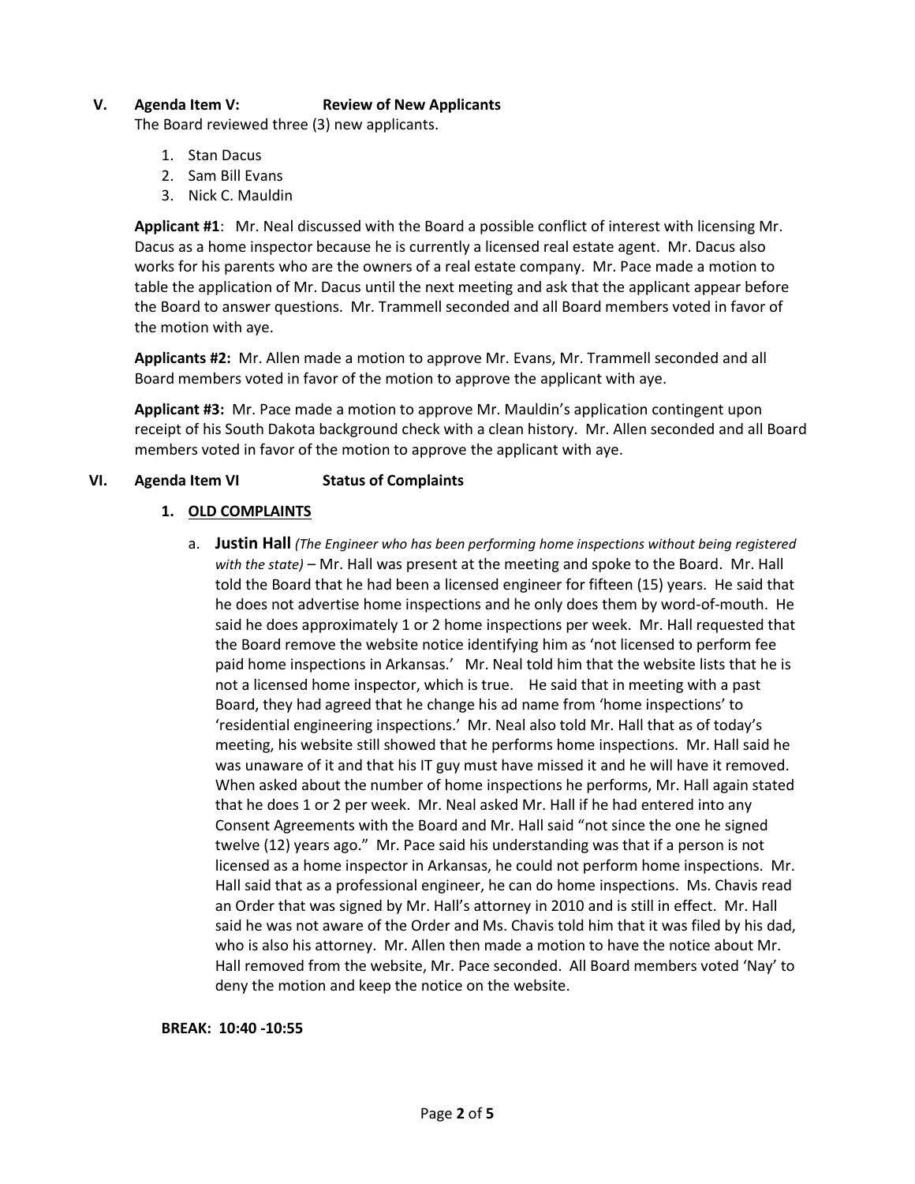## V. Agenda Item V: Review of New Applicants

The Board reviewed three (3) new applicants.

1. Stan Dacus
2. Sam Bill Evans
3. Nick C. Mauldin

**Applicant #1**: Mr. Neal discussed with the Board a possible conflict of interest with licensing Mr. Dacus as a home inspector because he is currently a licensed real estate agent. Mr. Dacus also works for his parents who are the owners of a real estate company. Mr. Pace made a motion to table the application of Mr. Dacus until the next meeting and ask that the applicant appear before the Board to answer questions. Mr. Trammell seconded and all Board members voted in favor of the motion with aye.

**Applicants #2:** Mr. Allen made a motion to approve Mr. Evans, Mr. Trammell seconded and all Board members voted in favor of the motion to approve the applicant with aye.

**Applicant #3:** Mr. Pace made a motion to approve Mr. Mauldin's application contingent upon receipt of his South Dakota background check with a clean history. Mr. Allen seconded and all Board members voted in favor of the motion to approve the applicant with aye.

## VI. Agenda Item VI Status of Complaints

### 1. OLD COMPLAINTS

a. **Justin Hall** *(The Engineer who has been performing home inspections without being registered with the state)* – Mr. Hall was present at the meeting and spoke to the Board. Mr. Hall told the Board that he had been a licensed engineer for fifteen (15) years. He said that he does not advertise home inspections and he only does them by word-of-mouth. He said he does approximately 1 or 2 home inspections per week. Mr. Hall requested that the Board remove the website notice identifying him as 'not licensed to perform fee paid home inspections in Arkansas.' Mr. Neal told him that the website lists that he is not a licensed home inspector, which is true. He said that in meeting with a past Board, they had agreed that he change his ad name from 'home inspections' to 'residential engineering inspections.' Mr. Neal also told Mr. Hall that as of today's meeting, his website still showed that he performs home inspections. Mr. Hall said he was unaware of it and that his IT guy must have missed it and he will have it removed. When asked about the number of home inspections he performs, Mr. Hall again stated that he does 1 or 2 per week. Mr. Neal asked Mr. Hall if he had entered into any Consent Agreements with the Board and Mr. Hall said "not since the one he signed twelve (12) years ago." Mr. Pace said his understanding was that if a person is not licensed as a home inspector in Arkansas, he could not perform home inspections. Mr. Hall said that as a professional engineer, he can do home inspections. Ms. Chavis read an Order that was signed by Mr. Hall's attorney in 2010 and is still in effect. Mr. Hall said he was not aware of the Order and Ms. Chavis told him that it was filed by his dad, who is also his attorney. Mr. Allen then made a motion to have the notice about Mr. Hall removed from the website, Mr. Pace seconded. All Board members voted 'Nay' to deny the motion and keep the notice on the website.

**BREAK: 10:40 -10:55**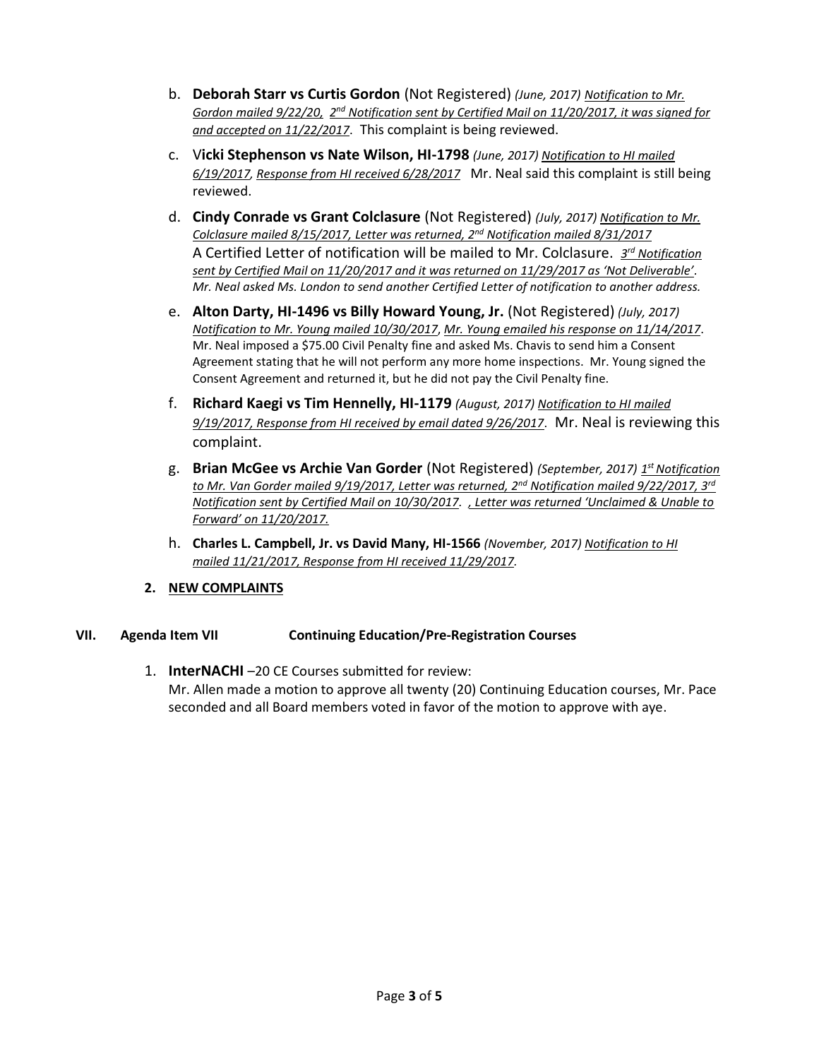b. **Deborah Starr vs Curtis Gordon** (Not Registered) *(June, 2017) Notification to Mr. Gordon mailed 9/22/20, 2nd Notification sent by Certified Mail on 11/20/2017, it was signed for and accepted on 11/22/2017*. This complaint is being reviewed.

c. V**icki Stephenson vs Nate Wilson, HI-1798** *(June, 2017) Notification to HI mailed 6/19/2017, Response from HI received 6/28/2017* Mr. Neal said this complaint is still being reviewed.

d. **Cindy Conrade vs Grant Colclasure** (Not Registered) *(July, 2017) Notification to Mr. Colclasure mailed 8/15/2017, Letter was returned, 2nd Notification mailed 8/31/2017*
A Certified Letter of notification will be mailed to Mr. Colclasure. *3rd Notification sent by Certified Mail on 11/20/2017 and it was returned on 11/29/2017 as 'Not Deliverable'. Mr. Neal asked Ms. London to send another Certified Letter of notification to another address.*

e. **Alton Darty, HI-1496 vs Billy Howard Young, Jr.** (Not Registered) *(July, 2017) Notification to Mr. Young mailed 10/30/2017, Mr. Young emailed his response on 11/14/2017.* Mr. Neal imposed a $75.00 Civil Penalty fine and asked Ms. Chavis to send him a Consent Agreement stating that he will not perform any more home inspections. Mr. Young signed the Consent Agreement and returned it, but he did not pay the Civil Penalty fine.

f. **Richard Kaegi vs Tim Hennelly, HI-1179** *(August, 2017) Notification to HI mailed 9/19/2017, Response from HI received by email dated 9/26/2017*. Mr. Neal is reviewing this complaint.

g. **Brian McGee vs Archie Van Gorder** (Not Registered) *(September, 2017) 1st Notification to Mr. Van Gorder mailed 9/19/2017, Letter was returned, 2nd Notification mailed 9/22/2017, 3rd Notification sent by Certified Mail on 10/30/2017. , Letter was returned 'Unclaimed & Unable to Forward' on 11/20/2017.*

h. **Charles L. Campbell, Jr. vs David Many, HI-1566** *(November, 2017) Notification to HI mailed 11/21/2017, Response from HI received 11/29/2017.*

**2. NEW COMPLAINTS**

**VII. Agenda Item VII Continuing Education/Pre-Registration Courses**

1. **InterNACHI** –20 CE Courses submitted for review:
Mr. Allen made a motion to approve all twenty (20) Continuing Education courses, Mr. Pace seconded and all Board members voted in favor of the motion to approve with aye.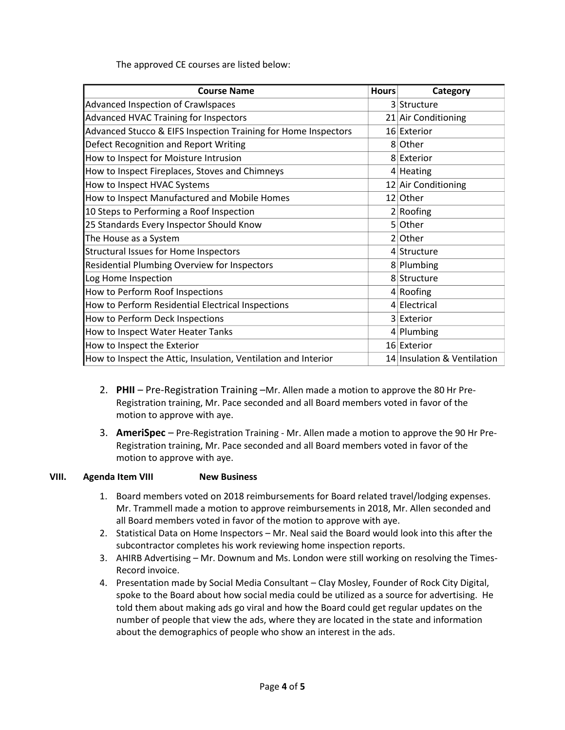The approved CE courses are listed below:

| Course Name | Hours | Category |
|---|---|---|
| Advanced Inspection of Crawlspaces | 3 | Structure |
| Advanced HVAC Training for Inspectors | 21 | Air Conditioning |
| Advanced Stucco & EIFS Inspection Training for Home Inspectors | 16 | Exterior |
| Defect Recognition and Report Writing | 8 | Other |
| How to Inspect for Moisture Intrusion | 8 | Exterior |
| How to Inspect Fireplaces, Stoves and Chimneys | 4 | Heating |
| How to Inspect HVAC Systems | 12 | Air Conditioning |
| How to Inspect Manufactured and Mobile Homes | 12 | Other |
| 10 Steps to Performing a Roof Inspection | 2 | Roofing |
| 25 Standards Every Inspector Should Know | 5 | Other |
| The House as a System | 2 | Other |
| Structural Issues for Home Inspectors | 4 | Structure |
| Residential Plumbing Overview for Inspectors | 8 | Plumbing |
| Log Home Inspection | 8 | Structure |
| How to Perform Roof Inspections | 4 | Roofing |
| How to Perform Residential Electrical Inspections | 4 | Electrical |
| How to Perform Deck Inspections | 3 | Exterior |
| How to Inspect Water Heater Tanks | 4 | Plumbing |
| How to Inspect the Exterior | 16 | Exterior |
| How to Inspect the Attic, Insulation, Ventilation and Interior | 14 | Insulation & Ventilation |

2. **PHII** – Pre-Registration Training –Mr. Allen made a motion to approve the 80 Hr Pre-Registration training, Mr. Pace seconded and all Board members voted in favor of the motion to approve with aye.
3. **AmeriSpec** – Pre-Registration Training - Mr. Allen made a motion to approve the 90 Hr Pre-Registration training, Mr. Pace seconded and all Board members voted in favor of the motion to approve with aye.

## VIII. Agenda Item VIII New Business

1. Board members voted on 2018 reimbursements for Board related travel/lodging expenses. Mr. Trammell made a motion to approve reimbursements in 2018, Mr. Allen seconded and all Board members voted in favor of the motion to approve with aye.
2. Statistical Data on Home Inspectors – Mr. Neal said the Board would look into this after the subcontractor completes his work reviewing home inspection reports.
3. AHIRB Advertising – Mr. Downum and Ms. London were still working on resolving the Times-Record invoice.
4. Presentation made by Social Media Consultant – Clay Mosley, Founder of Rock City Digital, spoke to the Board about how social media could be utilized as a source for advertising. He told them about making ads go viral and how the Board could get regular updates on the number of people that view the ads, where they are located in the state and information about the demographics of people who show an interest in the ads.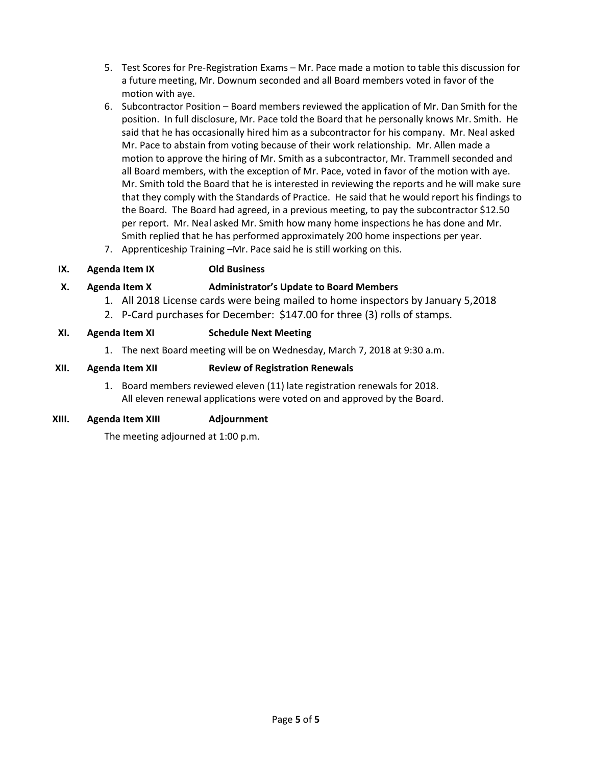5. Test Scores for Pre-Registration Exams – Mr. Pace made a motion to table this discussion for a future meeting, Mr. Downum seconded and all Board members voted in favor of the motion with aye.
6. Subcontractor Position – Board members reviewed the application of Mr. Dan Smith for the position. In full disclosure, Mr. Pace told the Board that he personally knows Mr. Smith. He said that he has occasionally hired him as a subcontractor for his company. Mr. Neal asked Mr. Pace to abstain from voting because of their work relationship. Mr. Allen made a motion to approve the hiring of Mr. Smith as a subcontractor, Mr. Trammell seconded and all Board members, with the exception of Mr. Pace, voted in favor of the motion with aye. Mr. Smith told the Board that he is interested in reviewing the reports and he will make sure that they comply with the Standards of Practice. He said that he would report his findings to the Board. The Board had agreed, in a previous meeting, to pay the subcontractor $12.50 per report. Mr. Neal asked Mr. Smith how many home inspections he has done and Mr. Smith replied that he has performed approximately 200 home inspections per year.
7. Apprenticeship Training –Mr. Pace said he is still working on this.

**IX. Agenda Item IX Old Business**

**X. Agenda Item X Administrator's Update to Board Members**

1. All 2018 License cards were being mailed to home inspectors by January 5,2018
2. P-Card purchases for December: $147.00 for three (3) rolls of stamps.

**XI. Agenda Item XI Schedule Next Meeting**

1. The next Board meeting will be on Wednesday, March 7, 2018 at 9:30 a.m.

**XII. Agenda Item XII Review of Registration Renewals**

1. Board members reviewed eleven (11) late registration renewals for 2018. All eleven renewal applications were voted on and approved by the Board.

**XIII. Agenda Item XIII Adjournment**

The meeting adjourned at 1:00 p.m.